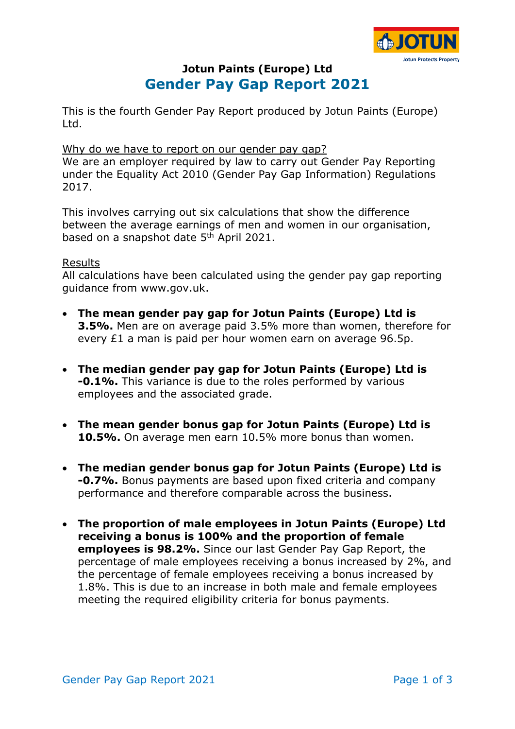# Jotun Paints (Europe) Ltd

## Gender Pay Gap Report 2021

This is the fourth Gender Pay Report produced by Jotun Paints (Europe) Ltd.

Why do we have to report on our gender pay gap?

We are an employer required by law to carry out Gender Pay Reporting under the Equality Act 2010 (Gender Pay Gap Information) Regulations 2017.

This involves carrying out six calculations that show the difference between the average earnings of men and women in our organisation, based on a snapshot date 5th April 2021.

Results

All calculations have been calculated using the gender pay gap reporting guidance from www.gov.uk.

- **The mean gender pay gap for Jotun Paints (Europe) Ltd is 3.5%.** Men are on average paid 3.5% more than women, therefore for every £1 a man is paid per hour women earn on average 96.5p.

- **The median gender pay gap for Jotun Paints (Europe) Ltd is -0.1%.** This variance is due to the roles performed by various employees and the associated grade.

- **The mean gender bonus gap for Jotun Paints (Europe) Ltd is 10.5%.** On average men earn 10.5% more bonus than women.

- **The median gender bonus gap for Jotun Paints (Europe) Ltd is -0.7%.** Bonus payments are based upon fixed criteria and company performance and therefore comparable across the business.

- **The proportion of male employees in Jotun Paints (Europe) Ltd receiving a bonus is 100% and the proportion of female employees is 98.2%.** Since our last Gender Pay Gap Report, the percentage of male employees receiving a bonus increased by 2%, and the percentage of female employees receiving a bonus increased by 1.8%. This is due to an increase in both male and female employees meeting the required eligibility criteria for bonus payments.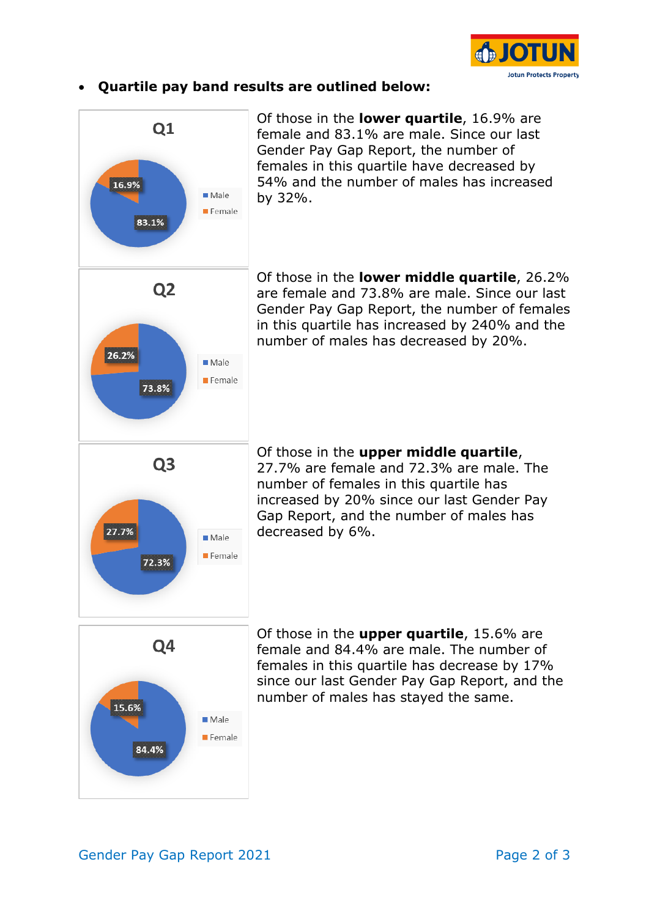- **Quartile pay band results are outlined below:**

**Q1**

| | |
|---|---|
| Male | 83.1% |
| Female | 16.9% |

Of those in the **lower quartile**, 16.9% are female and 83.1% are male. Since our last Gender Pay Gap Report, the number of females in this quartile have decreased by 54% and the number of males has increased by 32%.

**Q2**

| | |
|---|---|
| Male | 73.8% |
| Female | 26.2% |

Of those in the **lower middle quartile**, 26.2% are female and 73.8% are male. Since our last Gender Pay Gap Report, the number of females in this quartile has increased by 240% and the number of males has decreased by 20%.

**Q3**

| | |
|---|---|
| Male | 72.3% |
| Female | 27.7% |

Of those in the **upper middle quartile**, 27.7% are female and 72.3% are male. The number of females in this quartile has increased by 20% since our last Gender Pay Gap Report, and the number of males has decreased by 6%.

**Q4**

| | |
|---|---|
| Male | 84.4% |
| Female | 15.6% |

Of those in the **upper quartile**, 15.6% are female and 84.4% are male. The number of females in this quartile has decrease by 17% since our last Gender Pay Gap Report, and the number of males has stayed the same.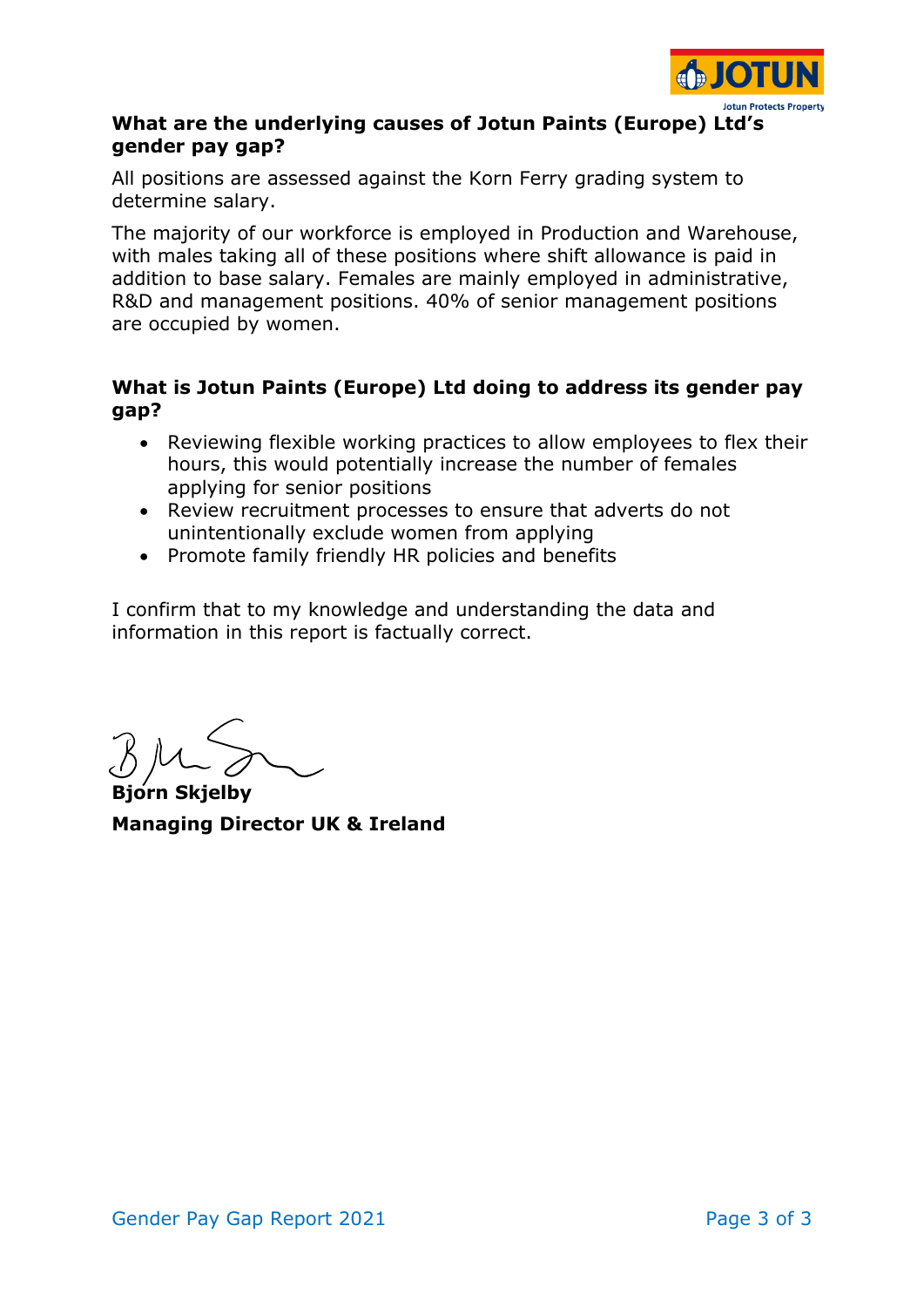## What are the underlying causes of Jotun Paints (Europe) Ltd's gender pay gap?

All positions are assessed against the Korn Ferry grading system to determine salary.

The majority of our workforce is employed in Production and Warehouse, with males taking all of these positions where shift allowance is paid in addition to base salary. Females are mainly employed in administrative, R&D and management positions. 40% of senior management positions are occupied by women.

## What is Jotun Paints (Europe) Ltd doing to address its gender pay gap?

- Reviewing flexible working practices to allow employees to flex their hours, this would potentially increase the number of females applying for senior positions
- Review recruitment processes to ensure that adverts do not unintentionally exclude women from applying
- Promote family friendly HR policies and benefits

I confirm that to my knowledge and understanding the data and information in this report is factually correct.

**Bjorn Skjelby**

**Managing Director UK & Ireland**